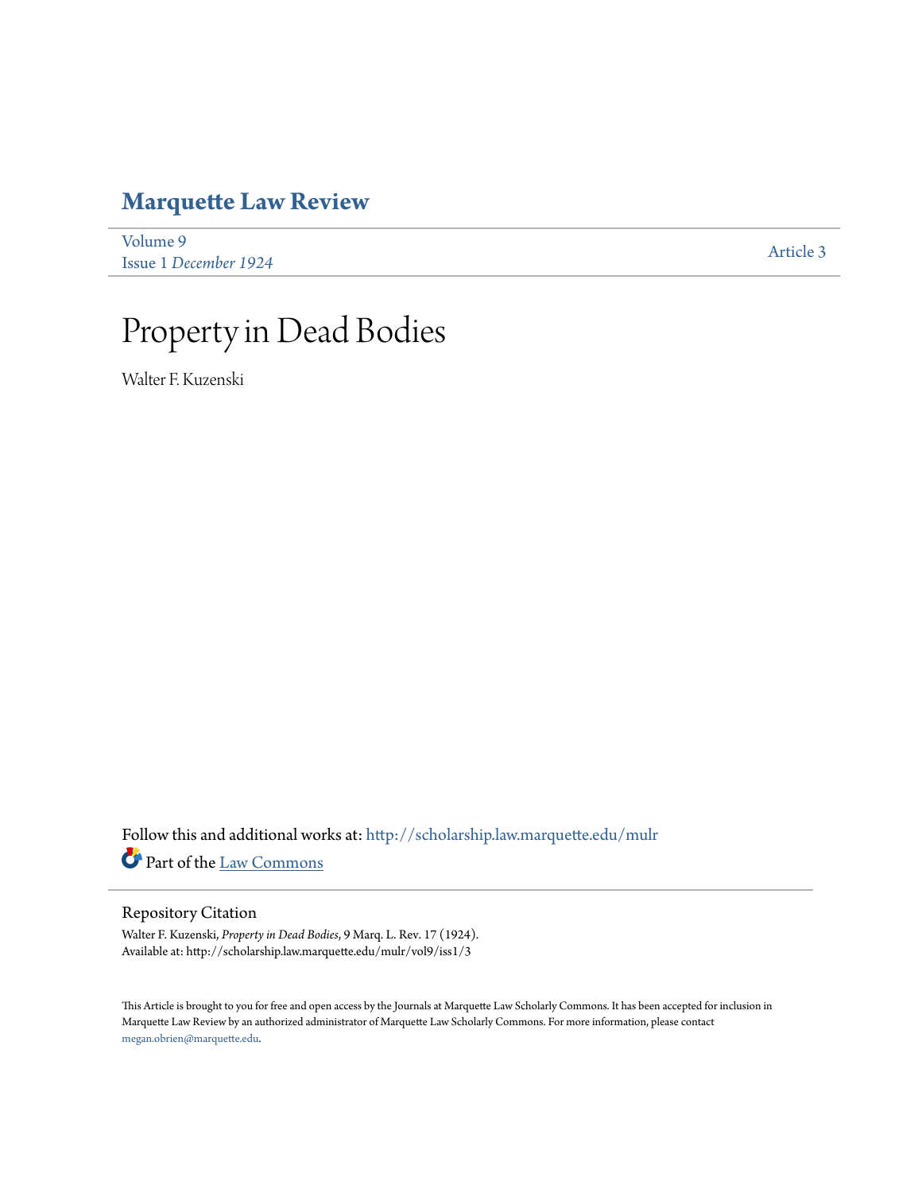# Marquette Law Review

Volume 9
Issue 1 *December 1924*

Article 3

# Property in Dead Bodies

Walter F. Kuzenski

Follow this and additional works at: http://scholarship.law.marquette.edu/mulr

Part of the Law Commons

## Repository Citation

Walter F. Kuzenski, *Property in Dead Bodies*, 9 Marq. L. Rev. 17 (1924).
Available at: http://scholarship.law.marquette.edu/mulr/vol9/iss1/3

This Article is brought to you for free and open access by the Journals at Marquette Law Scholarly Commons. It has been accepted for inclusion in Marquette Law Review by an authorized administrator of Marquette Law Scholarly Commons. For more information, please contact megan.obrien@marquette.edu.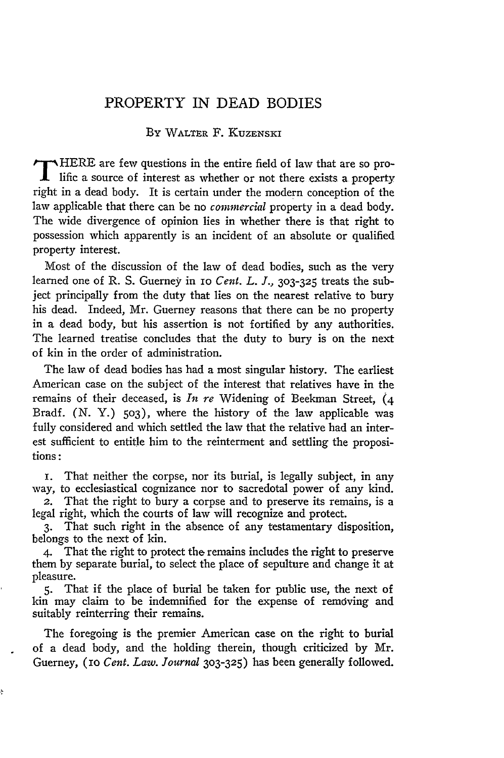# PROPERTY IN DEAD BODIES

By Walter F. Kuzenski

There are few questions in the entire field of law that are so prolific a source of interest as whether or not there exists a property right in a dead body. It is certain under the modern conception of the law applicable that there can be no *commercial* property in a dead body. The wide divergence of opinion lies in whether there is that right to possession which apparently is an incident of an absolute or qualified property interest.

Most of the discussion of the law of dead bodies, such as the very learned one of R. S. Guerney in 10 *Cent. L. J.*, 303-325 treats the subject principally from the duty that lies on the nearest relative to bury his dead. Indeed, Mr. Guerney reasons that there can be no property in a dead body, but his assertion is not fortified by any authorities. The learned treatise concludes that the duty to bury is on the next of kin in the order of administration.

The law of dead bodies has had a most singular history. The earliest American case on the subject of the interest that relatives have in the remains of their deceased, is *In re* Widening of Beekman Street, (4 Bradf. (N. Y.) 503), where the history of the law applicable was fully considered and which settled the law that the relative had an interest sufficient to entitle him to the reinterment and settling the propositions:

1. That neither the corpse, nor its burial, is legally subject, in any way, to ecclesiastical cognizance nor to sacredotal power of any kind.
2. That the right to bury a corpse and to preserve its remains, is a legal right, which the courts of law will recognize and protect.
3. That such right in the absence of any testamentary disposition, belongs to the next of kin.
4. That the right to protect the remains includes the right to preserve them by separate burial, to select the place of sepulture and change it at pleasure.
5. That if the place of burial be taken for public use, the next of kin may claim to be indemnified for the expense of removing and suitably reinterring their remains.

The foregoing is the premier American case on the right to burial of a dead body, and the holding therein, though criticized by Mr. Guerney, (10 *Cent. Law. Journal* 303-325) has been generally followed.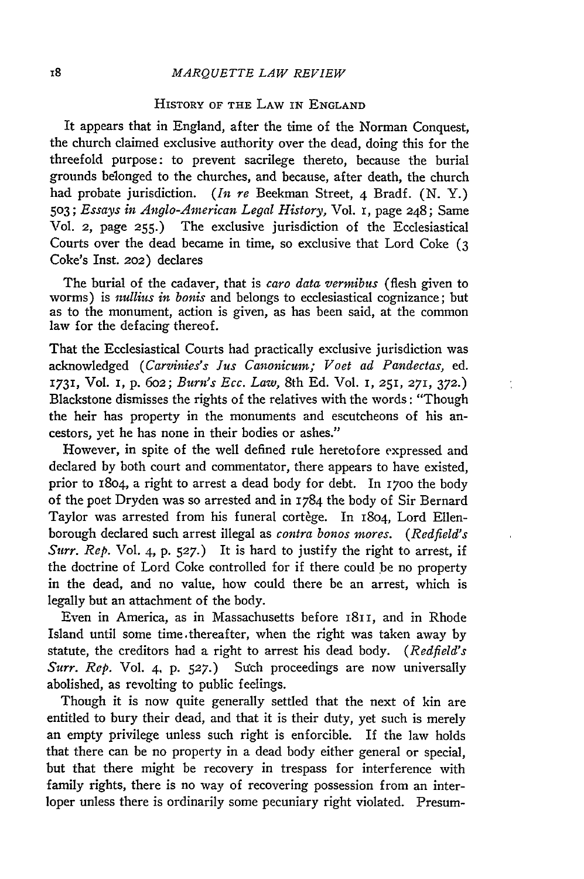## History of the Law in England

It appears that in England, after the time of the Norman Conquest, the church claimed exclusive authority over the dead, doing this for the threefold purpose: to prevent sacrilege thereto, because the burial grounds belonged to the churches, and because, after death, the church had probate jurisdiction. (*In re* Beekman Street, 4 Bradf. (N. Y.) 503; *Essays in Anglo-American Legal History,* Vol. 1, page 248; Same Vol. 2, page 255.) The exclusive jurisdiction of the Ecclesiastical Courts over the dead became in time, so exclusive that Lord Coke (3 Coke's Inst. 202) declares

> The burial of the cadaver, that is *caro data vermibus* (flesh given to worms) is *nullius in bonis* and belongs to ecclesiastical cognizance; but as to the monument, action is given, as has been said, at the common law for the defacing thereof.

That the Ecclesiastical Courts had practically exclusive jurisdiction was acknowledged (*Carvinies's Jus Canonicum; Voet ad Pandectas,* ed. 1731, Vol. 1, p. 602; *Burn's Ecc. Law,* 8th Ed. Vol. 1, 251, 271, 372.) Blackstone dismisses the rights of the relatives with the words: "Though the heir has property in the monuments and escutcheons of his ancestors, yet he has none in their bodies or ashes."

However, in spite of the well defined rule heretofore expressed and declared by both court and commentator, there appears to have existed, prior to 1804, a right to arrest a dead body for debt. In 1700 the body of the poet Dryden was so arrested and in 1784 the body of Sir Bernard Taylor was arrested from his funeral cortège. In 1804, Lord Ellenborough declared such arrest illegal as *contra bonos mores.* (*Redfield's Surr. Rep.* Vol. 4, p. 527.) It is hard to justify the right to arrest, if the doctrine of Lord Coke controlled for if there could be no property in the dead, and no value, how could there be an arrest, which is legally but an attachment of the body.

Even in America, as in Massachusetts before 1811, and in Rhode Island until some time thereafter, when the right was taken away by statute, the creditors had a right to arrest his dead body. (*Redfield's Surr. Rep.* Vol. 4, p. 527.) Such proceedings are now universally abolished, as revolting to public feelings.

Though it is now quite generally settled that the next of kin are entitled to bury their dead, and that it is their duty, yet such is merely an empty privilege unless such right is enforcible. If the law holds that there can be no property in a dead body either general or special, but that there might be recovery in trespass for interference with family rights, there is no way of recovering possession from an interloper unless there is ordinarily some pecuniary right violated. Presum-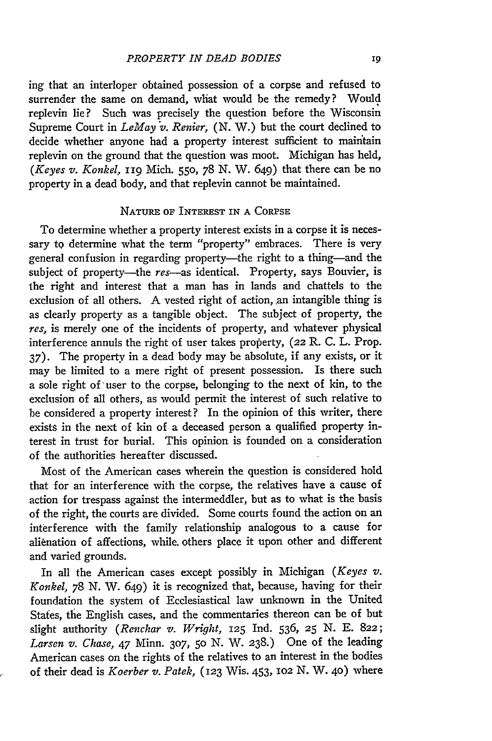ing that an interloper obtained possession of a corpse and refused to surrender the same on demand, what would be the remedy? Would replevin lie? Such was precisely the question before the Wisconsin Supreme Court in *LeMay v. Renier*, (N. W.) but the court declined to decide whether anyone had a property interest sufficient to maintain replevin on the ground that the question was moot. Michigan has held, (*Keyes v. Konkel*, 119 Mich. 550, 78 N. W. 649) that there can be no property in a dead body, and that replevin cannot be maintained.

## Nature of Interest in a Corpse

To determine whether a property interest exists in a corpse it is necessary to determine what the term "property" embraces. There is very general confusion in regarding property—the right to a thing—and the subject of property—the *res*—as identical. Property, says Bouvier, is the right and interest that a man has in lands and chattels to the exclusion of all others. A vested right of action, an intangible thing is as clearly property as a tangible object. The subject of property, the *res*, is merely one of the incidents of property, and whatever physical interference annuls the right of user takes property, (22 R. C. L. Prop. 37). The property in a dead body may be absolute, if any exists, or it may be limited to a mere right of present possession. Is there such a sole right of user to the corpse, belonging to the next of kin, to the exclusion of all others, as would permit the interest of such relative to be considered a property interest? In the opinion of this writer, there exists in the next of kin of a deceased person a qualified property interest in trust for burial. This opinion is founded on a consideration of the authorities hereafter discussed.

Most of the American cases wherein the question is considered hold that for an interference with the corpse, the relatives have a cause of action for trespass against the intermeddler, but as to what is the basis of the right, the courts are divided. Some courts found the action on an interference with the family relationship analogous to a cause for alienation of affections, while others place it upon other and different and varied grounds.

In all the American cases except possibly in Michigan (*Keyes v. Konkel*, 78 N. W. 649) it is recognized that, because, having for their foundation the system of Ecclesiastical law unknown in the United States, the English cases, and the commentaries thereon can be of but slight authority (*Renchar v. Wright*, 125 Ind. 536, 25 N. E. 822; *Larsen v. Chase*, 47 Minn. 307, 50 N. W. 238.) One of the leading American cases on the rights of the relatives to an interest in the bodies of their dead is *Koerber v. Patek*, (123 Wis. 453, 102 N. W. 40) where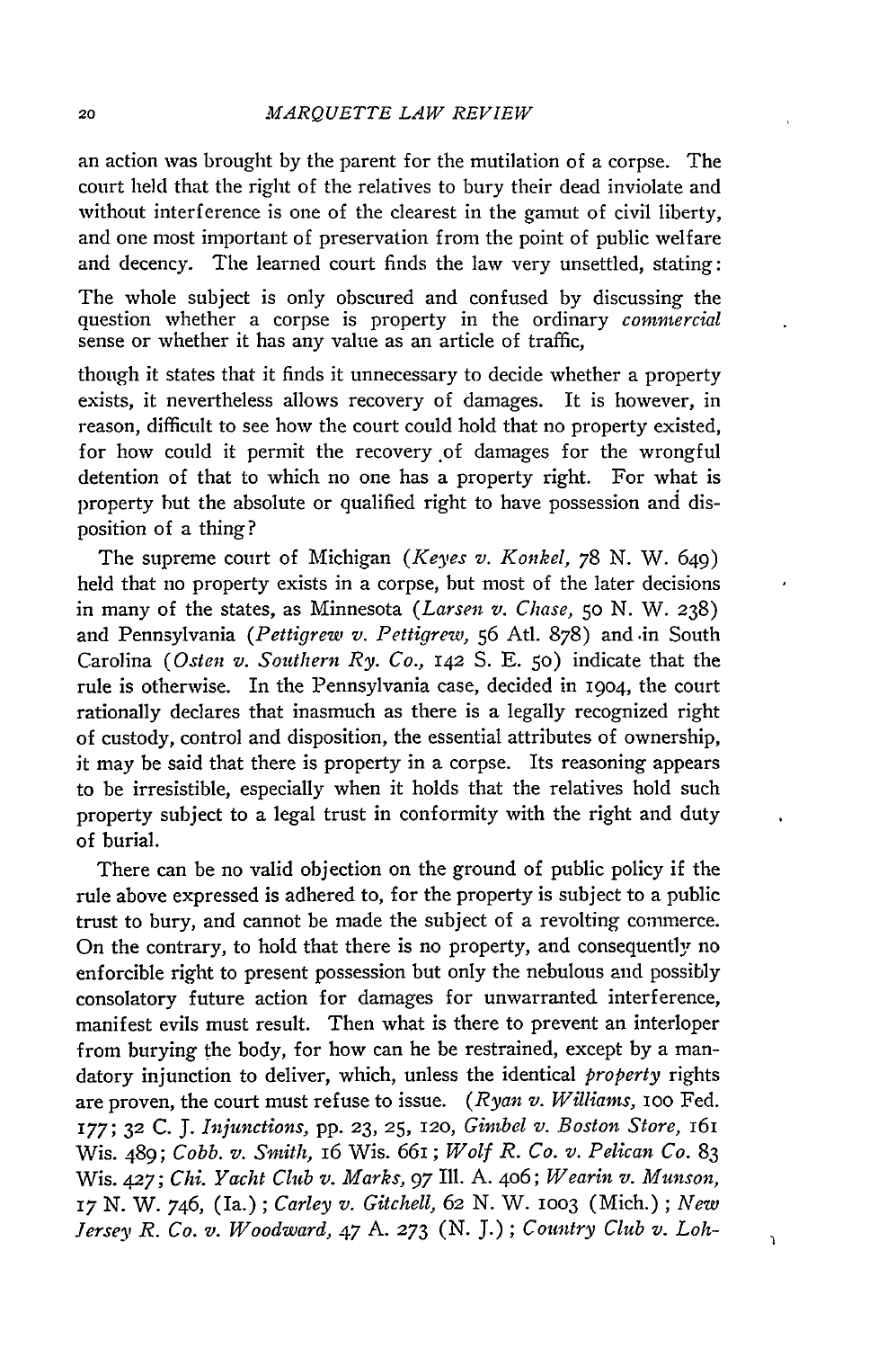an action was brought by the parent for the mutilation of a corpse. The court held that the right of the relatives to bury their dead inviolate and without interference is one of the clearest in the gamut of civil liberty, and one most important of preservation from the point of public welfare and decency. The learned court finds the law very unsettled, stating:

> The whole subject is only obscured and confused by discussing the question whether a corpse is property in the ordinary *commercial* sense or whether it has any value as an article of traffic,

though it states that it finds it unnecessary to decide whether a property exists, it nevertheless allows recovery of damages. It is however, in reason, difficult to see how the court could hold that no property existed, for how could it permit the recovery of damages for the wrongful detention of that to which no one has a property right. For what is property but the absolute or qualified right to have possession and disposition of a thing?

The supreme court of Michigan (*Keyes v. Konkel*, 78 N. W. 649) held that no property exists in a corpse, but most of the later decisions in many of the states, as Minnesota (*Larsen v. Chase*, 50 N. W. 238) and Pennsylvania (*Pettigrew v. Pettigrew*, 56 Atl. 878) and in South Carolina (*Osten v. Southern Ry. Co.*, 142 S. E. 50) indicate that the rule is otherwise. In the Pennsylvania case, decided in 1904, the court rationally declares that inasmuch as there is a legally recognized right of custody, control and disposition, the essential attributes of ownership, it may be said that there is property in a corpse. Its reasoning appears to be irresistible, especially when it holds that the relatives hold such property subject to a legal trust in conformity with the right and duty of burial.

There can be no valid objection on the ground of public policy if the rule above expressed is adhered to, for the property is subject to a public trust to bury, and cannot be made the subject of a revolting commerce. On the contrary, to hold that there is no property, and consequently no enforcible right to present possession but only the nebulous and possibly consolatory future action for damages for unwarranted interference, manifest evils must result. Then what is there to prevent an interloper from burying the body, for how can he be restrained, except by a mandatory injunction to deliver, which, unless the identical *property* rights are proven, the court must refuse to issue. (*Ryan v. Williams*, 100 Fed. 177; 32 C. J. *Injunctions*, pp. 23, 25, 120, *Gimbel v. Boston Store*, 161 Wis. 489; *Cobb. v. Smith*, 16 Wis. 661; *Wolf R. Co. v. Pelican Co.* 83 Wis. 427; *Chi. Yacht Club v. Marks*, 97 Ill. A. 406; *Wearin v. Munson*, 17 N. W. 746, (Ia.); *Carley v. Gitchell*, 62 N. W. 1003 (Mich.); *New Jersey R. Co. v. Woodward*, 47 A. 273 (N. J.); *Country Club v. Loh-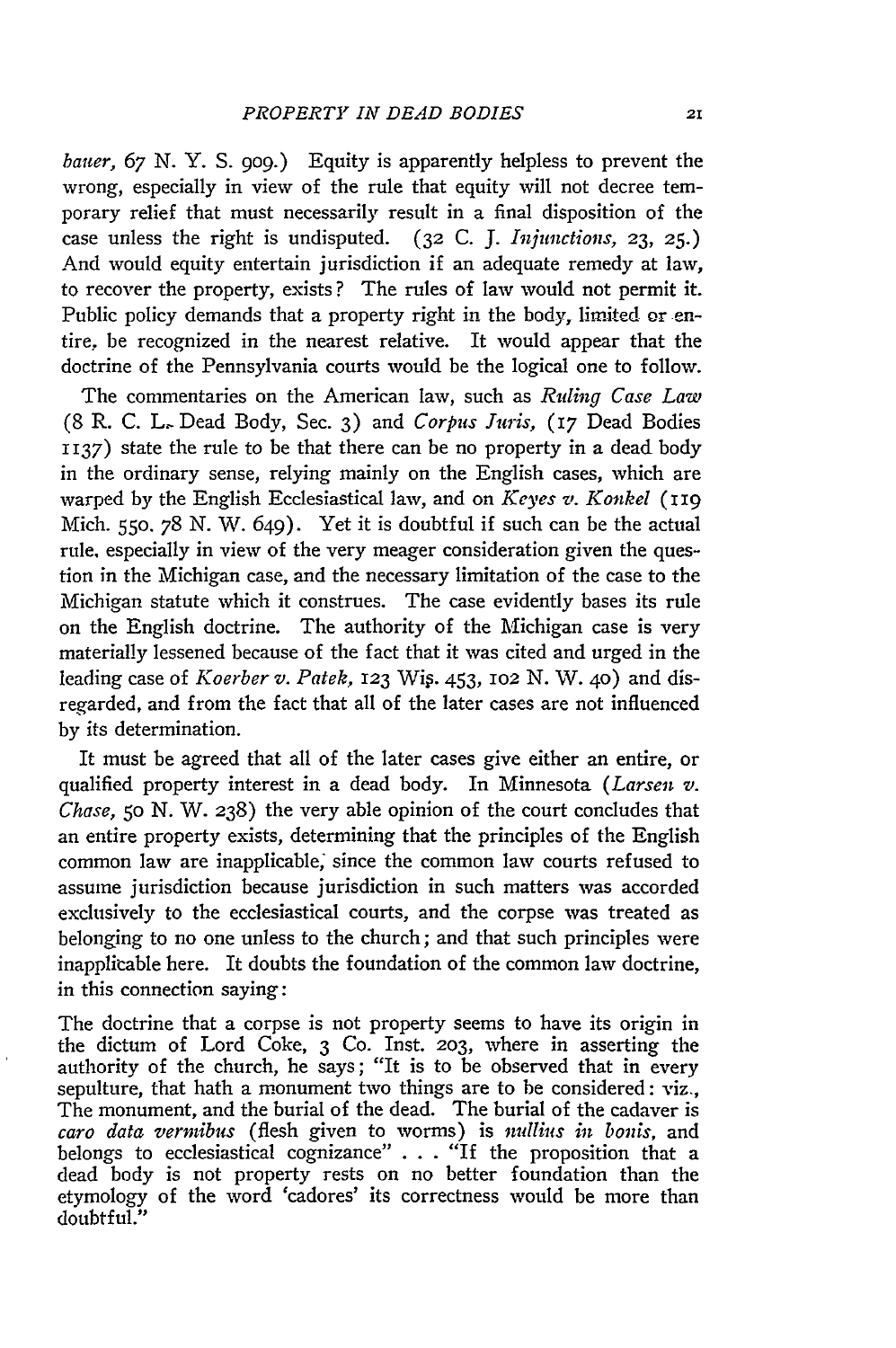*bauer*, 67 N. Y. S. 909.) Equity is apparently helpless to prevent the wrong, especially in view of the rule that equity will not decree temporary relief that must necessarily result in a final disposition of the case unless the right is undisputed. (32 C. J. *Injunctions*, 23, 25.) And would equity entertain jurisdiction if an adequate remedy at law, to recover the property, exists? The rules of law would not permit it. Public policy demands that a property right in the body, limited or entire, be recognized in the nearest relative. It would appear that the doctrine of the Pennsylvania courts would be the logical one to follow.

The commentaries on the American law, such as *Ruling Case Law* (8 R. C. L. Dead Body, Sec. 3) and *Corpus Juris*, (17 Dead Bodies 1137) state the rule to be that there can be no property in a dead body in the ordinary sense, relying mainly on the English cases, which are warped by the English Ecclesiastical law, and on *Keyes v. Konkel* (119 Mich. 550. 78 N. W. 649). Yet it is doubtful if such can be the actual rule, especially in view of the very meager consideration given the question in the Michigan case, and the necessary limitation of the case to the Michigan statute which it construes. The case evidently bases its rule on the English doctrine. The authority of the Michigan case is very materially lessened because of the fact that it was cited and urged in the leading case of *Koerber v. Patek*, 123 Wis. 453, 102 N. W. 40) and disregarded, and from the fact that all of the later cases are not influenced by its determination.

It must be agreed that all of the later cases give either an entire, or qualified property interest in a dead body. In Minnesota (*Larsen v. Chase*, 50 N. W. 238) the very able opinion of the court concludes that an entire property exists, determining that the principles of the English common law are inapplicable, since the common law courts refused to assume jurisdiction because jurisdiction in such matters was accorded exclusively to the ecclesiastical courts, and the corpse was treated as belonging to no one unless to the church; and that such principles were inapplicable here. It doubts the foundation of the common law doctrine, in this connection saying:

> The doctrine that a corpse is not property seems to have its origin in the dictum of Lord Coke, 3 Co. Inst. 203, where in asserting the authority of the church, he says; "It is to be observed that in every sepulture, that hath a monument two things are to be considered: viz., The monument, and the burial of the dead. The burial of the cadaver is *caro data vermibus* (flesh given to worms) is *nullius in bonis*, and belongs to ecclesiastical cognizance" . . . "If the proposition that a dead body is not property rests on no better foundation than the etymology of the word 'cadores' its correctness would be more than doubtful."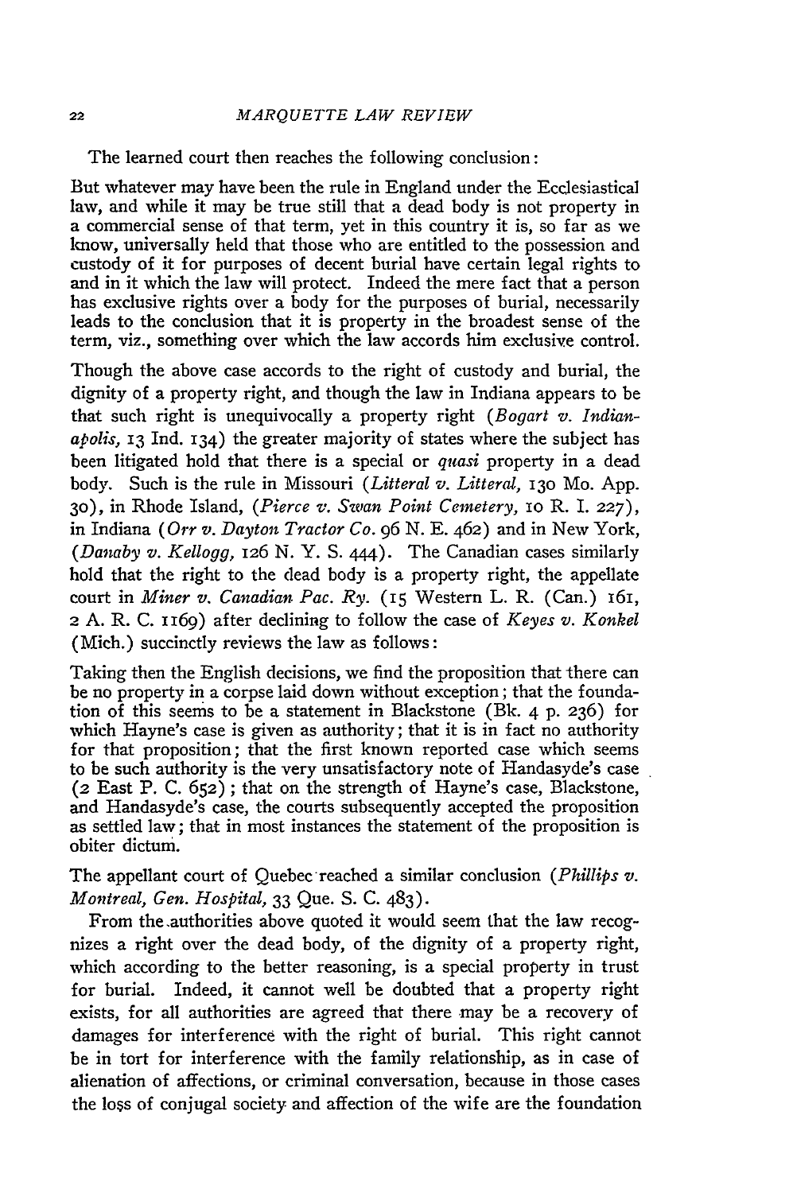The learned court then reaches the following conclusion:

> But whatever may have been the rule in England under the Ecclesiastical law, and while it may be true still that a dead body is not property in a commercial sense of that term, yet in this country it is, so far as we know, universally held that those who are entitled to the possession and custody of it for purposes of decent burial have certain legal rights to and in it which the law will protect. Indeed the mere fact that a person has exclusive rights over a body for the purposes of burial, necessarily leads to the conclusion that it is property in the broadest sense of the term, viz., something over which the law accords him exclusive control.

Though the above case accords to the right of custody and burial, the dignity of a property right, and though the law in Indiana appears to be that such right is unequivocally a property right (*Bogart v. Indianapolis,* 13 Ind. 134) the greater majority of states where the subject has been litigated hold that there is a special or *quasi* property in a dead body. Such is the rule in Missouri (*Litteral v. Litteral,* 130 Mo. App. 30), in Rhode Island, (*Pierce v. Swan Point Cemetery,* 10 R. I. 227), in Indiana (*Orr v. Dayton Tractor Co.* 96 N. E. 462) and in New York, (*Danaby v. Kellogg,* 126 N. Y. S. 444). The Canadian cases similarly hold that the right to the dead body is a property right, the appellate court in *Miner v. Canadian Pac. Ry.* (15 Western L. R. (Can.) 161, 2 A. R. C. 1169) after declining to follow the case of *Keyes v. Konkel* (Mich.) succinctly reviews the law as follows:

> Taking then the English decisions, we find the proposition that there can be no property in a corpse laid down without exception; that the foundation of this seems to be a statement in Blackstone (Bk. 4 p. 236) for which Hayne's case is given as authority; that it is in fact no authority for that proposition; that the first known reported case which seems to be such authority is the very unsatisfactory note of Handasyde's case (2 East P. C. 652); that on the strength of Hayne's case, Blackstone, and Handasyde's case, the courts subsequently accepted the proposition as settled law; that in most instances the statement of the proposition is obiter dictum.

The appellant court of Quebec reached a similar conclusion (*Phillips v. Montreal, Gen. Hospital,* 33 Que. S. C. 483).

From the authorities above quoted it would seem that the law recognizes a right over the dead body, of the dignity of a property right, which according to the better reasoning, is a special property in trust for burial. Indeed, it cannot well be doubted that a property right exists, for all authorities are agreed that there may be a recovery of damages for interference with the right of burial. This right cannot be in tort for interference with the family relationship, as in case of alienation of affections, or criminal conversation, because in those cases the loss of conjugal society and affection of the wife are the foundation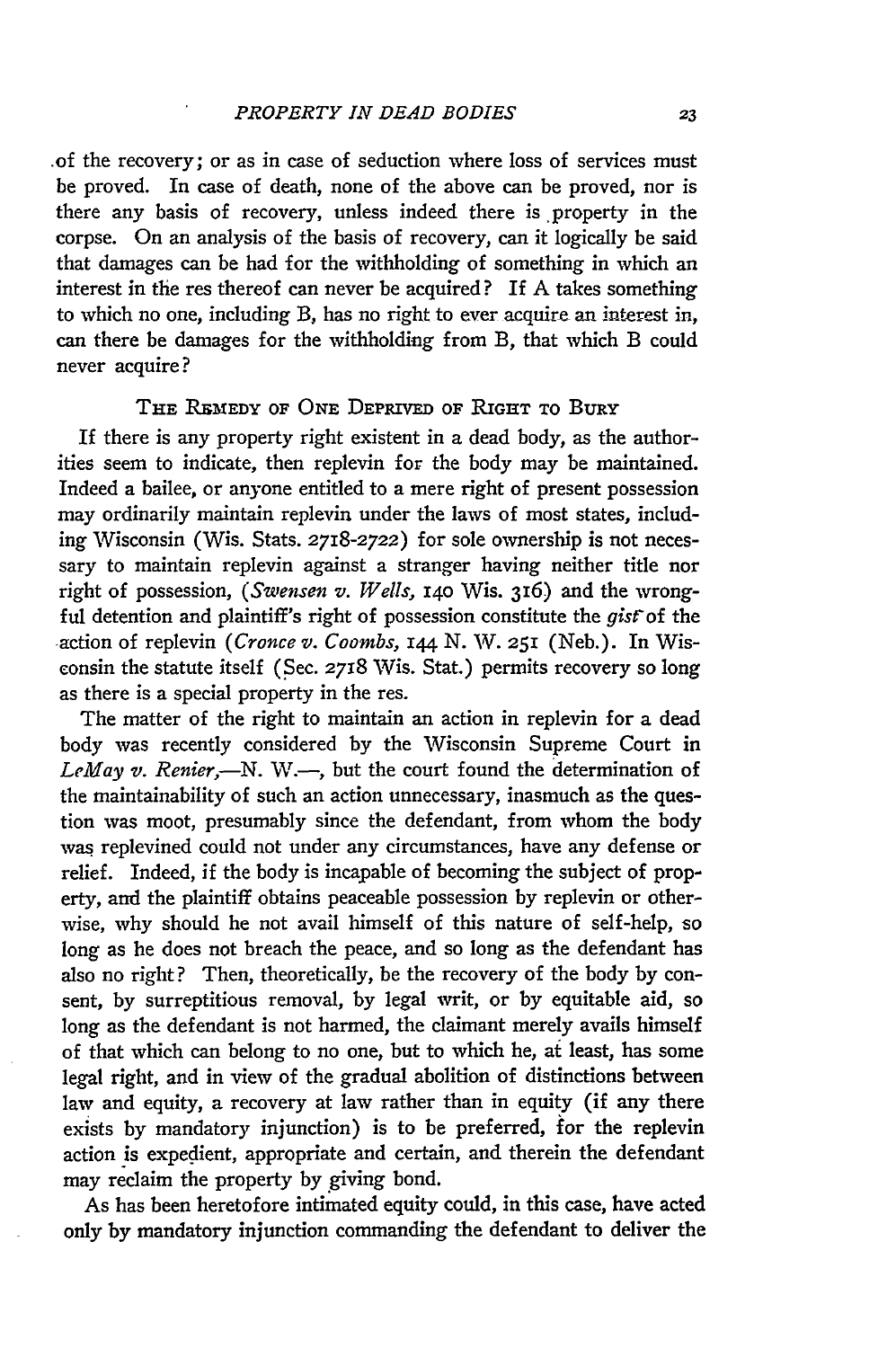of the recovery; or as in case of seduction where loss of services must be proved. In case of death, none of the above can be proved, nor is there any basis of recovery, unless indeed there is property in the corpse. On an analysis of the basis of recovery, can it logically be said that damages can be had for the withholding of something in which an interest in the res thereof can never be acquired? If A takes something to which no one, including B, has no right to ever acquire an interest in, can there be damages for the withholding from B, that which B could never acquire?

### The Remedy of One Deprived of Right to Bury

If there is any property right existent in a dead body, as the authorities seem to indicate, then replevin for the body may be maintained. Indeed a bailee, or anyone entitled to a mere right of present possession may ordinarily maintain replevin under the laws of most states, including Wisconsin (Wis. Stats. 2718-2722) for sole ownership is not necessary to maintain replevin against a stranger having neither title nor right of possession, (*Swensen v. Wells,* 140 Wis. 316) and the wrongful detention and plaintiff's right of possession constitute the *gist* of the action of replevin (*Cronce v. Coombs,* 144 N. W. 251 (Neb.). In Wisconsin the statute itself (Sec. 2718 Wis. Stat.) permits recovery so long as there is a special property in the res.

The matter of the right to maintain an action in replevin for a dead body was recently considered by the Wisconsin Supreme Court in *LeMay v. Renier,*—N. W.—, but the court found the determination of the maintainability of such an action unnecessary, inasmuch as the question was moot, presumably since the defendant, from whom the body was replevined could not under any circumstances, have any defense or relief. Indeed, if the body is incapable of becoming the subject of property, and the plaintiff obtains peaceable possession by replevin or otherwise, why should he not avail himself of this nature of self-help, so long as he does not breach the peace, and so long as the defendant has also no right? Then, theoretically, be the recovery of the body by consent, by surreptitious removal, by legal writ, or by equitable aid, so long as the defendant is not harmed, the claimant merely avails himself of that which can belong to no one, but to which he, at least, has some legal right, and in view of the gradual abolition of distinctions between law and equity, a recovery at law rather than in equity (if any there exists by mandatory injunction) is to be preferred, for the replevin action is expedient, appropriate and certain, and therein the defendant may reclaim the property by giving bond.

As has been heretofore intimated equity could, in this case, have acted only by mandatory injunction commanding the defendant to deliver the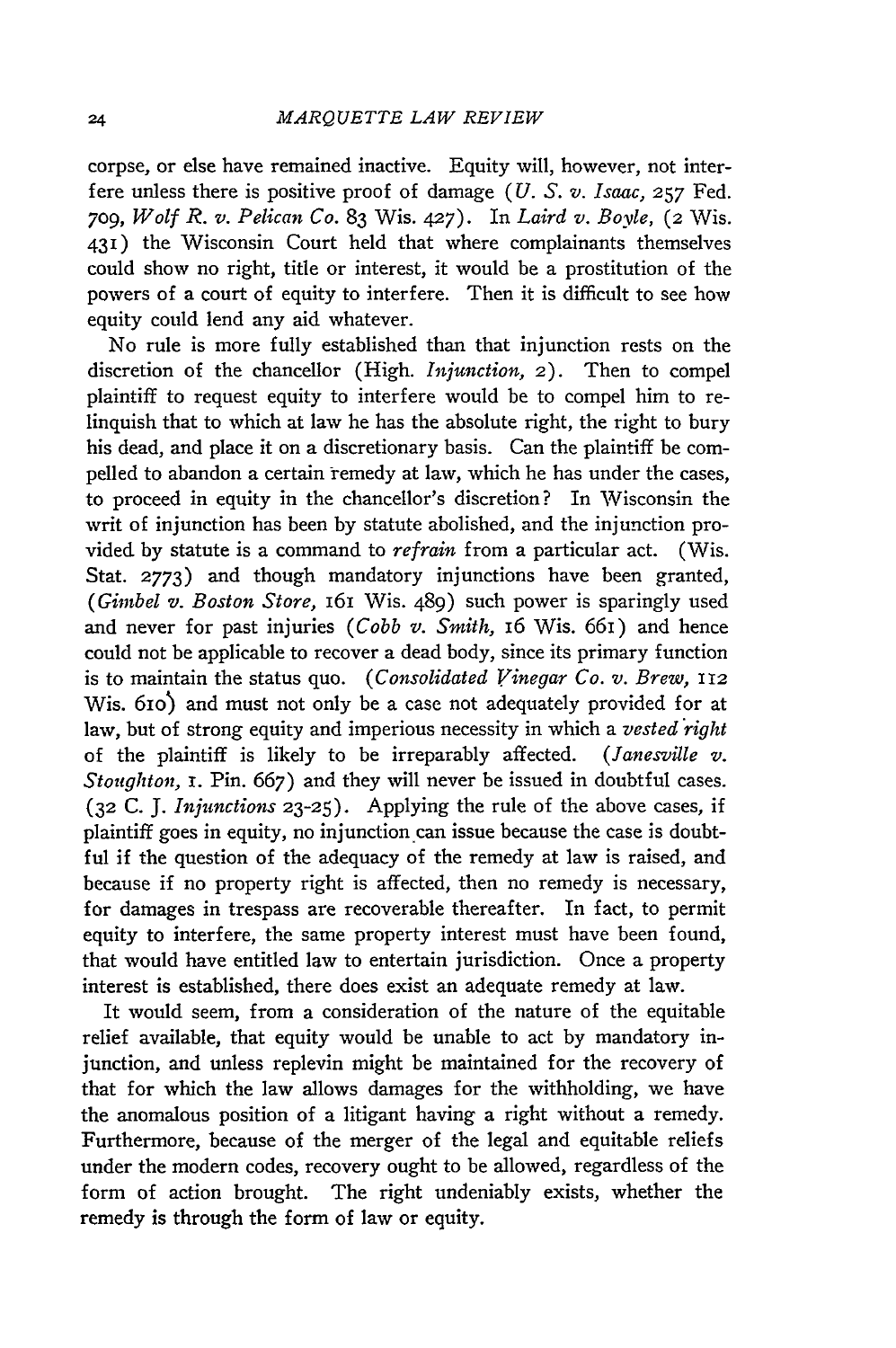corpse, or else have remained inactive. Equity will, however, not interfere unless there is positive proof of damage (*U. S. v. Isaac,* 257 Fed. 709, *Wolf R. v. Pelican Co.* 83 Wis. 427). In *Laird v. Boyle,* (2 Wis. 431) the Wisconsin Court held that where complainants themselves could show no right, title or interest, it would be a prostitution of the powers of a court of equity to interfere. Then it is difficult to see how equity could lend any aid whatever.

No rule is more fully established than that injunction rests on the discretion of the chancellor (High. *Injunction,* 2). Then to compel plaintiff to request equity to interfere would be to compel him to relinquish that to which at law he has the absolute right, the right to bury his dead, and place it on a discretionary basis. Can the plaintiff be compelled to abandon a certain remedy at law, which he has under the cases, to proceed in equity in the chancellor's discretion? In Wisconsin the writ of injunction has been by statute abolished, and the injunction provided by statute is a command to *refrain* from a particular act. (Wis. Stat. 2773) and though mandatory injunctions have been granted, (*Gimbel v. Boston Store,* 161 Wis. 489) such power is sparingly used and never for past injuries (*Cobb v. Smith,* 16 Wis. 661) and hence could not be applicable to recover a dead body, since its primary function is to maintain the status quo. (*Consolidated Vinegar Co. v. Brew,* 112 Wis. 610) and must not only be a case not adequately provided for at law, but of strong equity and imperious necessity in which a *vested right* of the plaintiff is likely to be irreparably affected. (*Janesville v. Stoughton,* 1. Pin. 667) and they will never be issued in doubtful cases. (32 C. J. *Injunctions* 23-25). Applying the rule of the above cases, if plaintiff goes in equity, no injunction can issue because the case is doubtful if the question of the adequacy of the remedy at law is raised, and because if no property right is affected, then no remedy is necessary, for damages in trespass are recoverable thereafter. In fact, to permit equity to interfere, the same property interest must have been found, that would have entitled law to entertain jurisdiction. Once a property interest is established, there does exist an adequate remedy at law.

It would seem, from a consideration of the nature of the equitable relief available, that equity would be unable to act by mandatory injunction, and unless replevin might be maintained for the recovery of that for which the law allows damages for the withholding, we have the anomalous position of a litigant having a right without a remedy. Furthermore, because of the merger of the legal and equitable reliefs under the modern codes, recovery ought to be allowed, regardless of the form of action brought. The right undeniably exists, whether the remedy is through the form of law or equity.